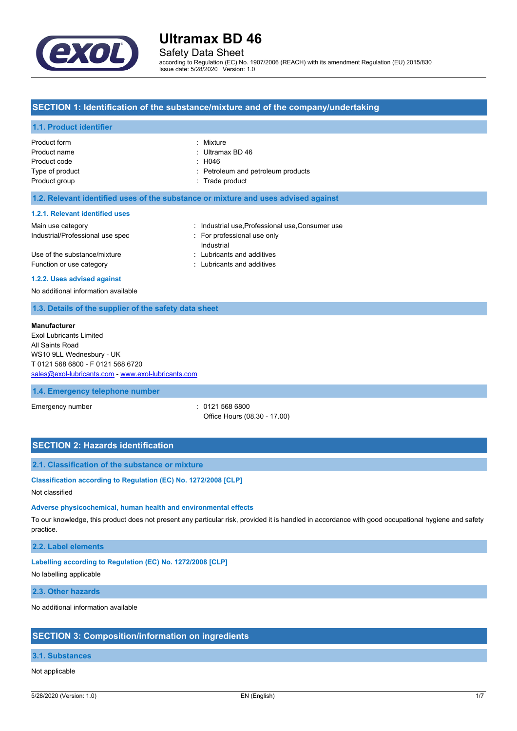# Ultramax BD 46

Safety Data Sheet

according to Regulation (EC) No. 1907/2006 (REACH) with its amendment Regulation (EU) 2015/830
Issue date: 5/28/2020 Version: 1.0

## SECTION 1: Identification of the substance/mixture and of the company/undertaking

### 1.1. Product identifier

| | |
|---|---|
| Product form | : Mixture |
| Product name | : Ultramax BD 46 |
| Product code | : H046 |
| Type of product | : Petroleum and petroleum products |
| Product group | : Trade product |

### 1.2. Relevant identified uses of the substance or mixture and uses advised against

#### 1.2.1. Relevant identified uses

| | |
|---|---|
| Main use category | : Industrial use,Professional use,Consumer use |
| Industrial/Professional use spec | : For professional use only<br>Industrial |
| Use of the substance/mixture | : Lubricants and additives |
| Function or use category | : Lubricants and additives |

#### 1.2.2. Uses advised against

No additional information available

### 1.3. Details of the supplier of the safety data sheet

**Manufacturer**
Exol Lubricants Limited
All Saints Road
WS10 9LL Wednesbury - UK
T 0121 568 6800 - F 0121 568 6720
sales@exol-lubricants.com - www.exol-lubricants.com

### 1.4. Emergency telephone number

| | |
|---|---|
| Emergency number | : 0121 568 6800<br>Office Hours (08.30 - 17.00) |

## SECTION 2: Hazards identification

### 2.1. Classification of the substance or mixture

#### Classification according to Regulation (EC) No. 1272/2008 [CLP]

Not classified

#### Adverse physicochemical, human health and environmental effects

To our knowledge, this product does not present any particular risk, provided it is handled in accordance with good occupational hygiene and safety practice.

### 2.2. Label elements

#### Labelling according to Regulation (EC) No. 1272/2008 [CLP]

No labelling applicable

### 2.3. Other hazards

No additional information available

## SECTION 3: Composition/information on ingredients

### 3.1. Substances

Not applicable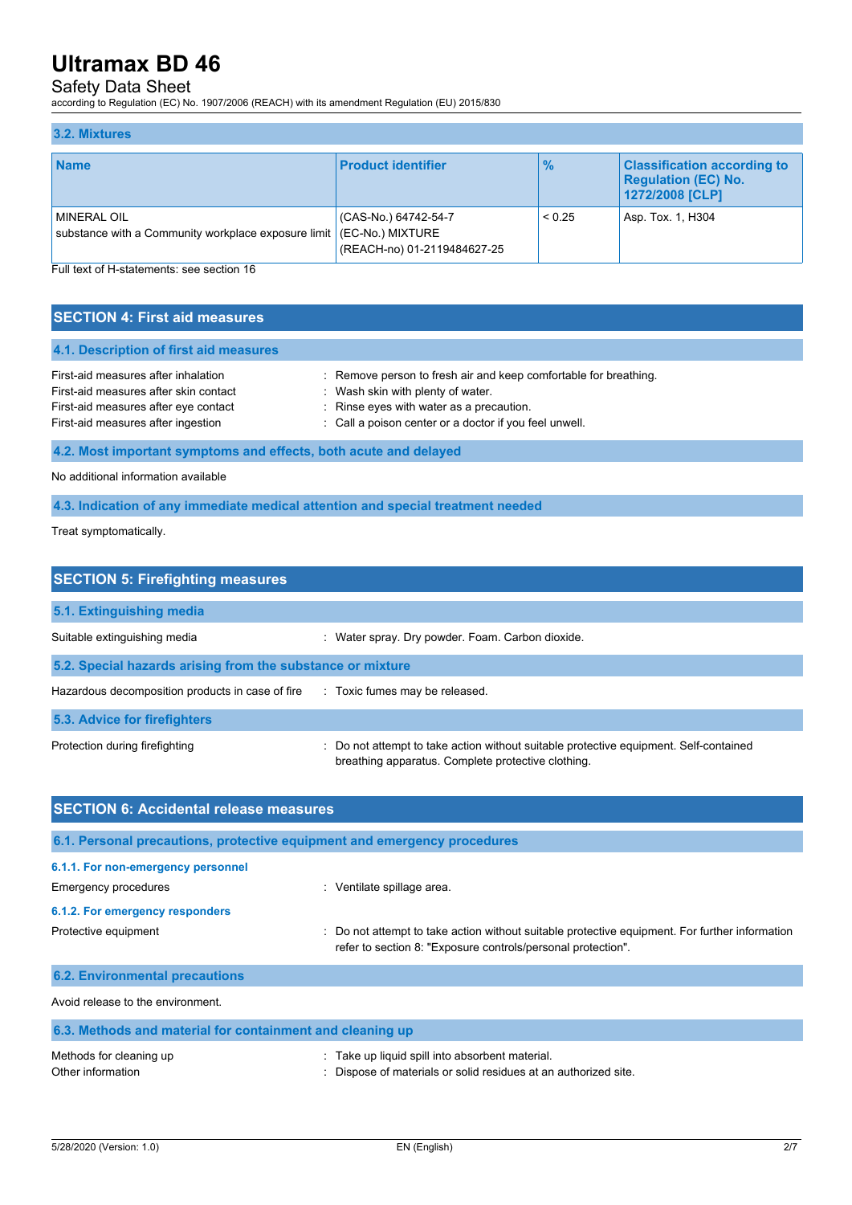### 3.2. Mixtures

| Name | Product identifier | % | Classification according to Regulation (EC) No. 1272/2008 [CLP] |
|---|---|---|---|
| MINERAL OIL<br>substance with a Community workplace exposure limit | (CAS-No.) 64742-54-7<br>(EC-No.) MIXTURE<br>(REACH-no) 01-2119484627-25 | < 0.25 | Asp. Tox. 1, H304 |

Full text of H-statements: see section 16

## SECTION 4: First aid measures

### 4.1. Description of first aid measures

First-aid measures after inhalation : Remove person to fresh air and keep comfortable for breathing.
First-aid measures after skin contact : Wash skin with plenty of water.
First-aid measures after eye contact : Rinse eyes with water as a precaution.
First-aid measures after ingestion : Call a poison center or a doctor if you feel unwell.

### 4.2. Most important symptoms and effects, both acute and delayed

No additional information available

### 4.3. Indication of any immediate medical attention and special treatment needed

Treat symptomatically.

## SECTION 5: Firefighting measures

### 5.1. Extinguishing media

Suitable extinguishing media : Water spray. Dry powder. Foam. Carbon dioxide.

### 5.2. Special hazards arising from the substance or mixture

Hazardous decomposition products in case of fire : Toxic fumes may be released.

### 5.3. Advice for firefighters

Protection during firefighting : Do not attempt to take action without suitable protective equipment. Self-contained breathing apparatus. Complete protective clothing.

## SECTION 6: Accidental release measures

### 6.1. Personal precautions, protective equipment and emergency procedures

#### 6.1.1. For non-emergency personnel

Emergency procedures : Ventilate spillage area.

#### 6.1.2. For emergency responders

Protective equipment : Do not attempt to take action without suitable protective equipment. For further information refer to section 8: "Exposure controls/personal protection".

### 6.2. Environmental precautions

Avoid release to the environment.

### 6.3. Methods and material for containment and cleaning up

Methods for cleaning up : Take up liquid spill into absorbent material.
Other information : Dispose of materials or solid residues at an authorized site.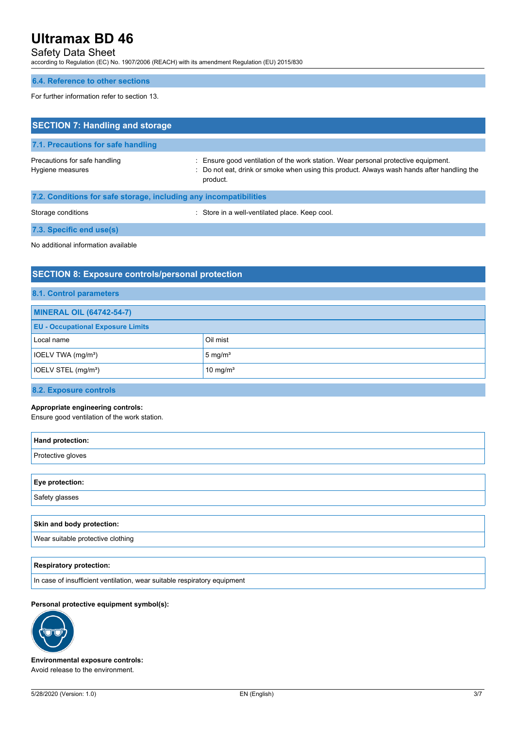### 6.4. Reference to other sections

For further information refer to section 13.

## SECTION 7: Handling and storage

### 7.1. Precautions for safe handling

Precautions for safe handling : Ensure good ventilation of the work station. Wear personal protective equipment.

Hygiene measures : Do not eat, drink or smoke when using this product. Always wash hands after handling the product.

### 7.2. Conditions for safe storage, including any incompatibilities

Storage conditions : Store in a well-ventilated place. Keep cool.

### 7.3. Specific end use(s)

No additional information available

## SECTION 8: Exposure controls/personal protection

### 8.1. Control parameters

| MINERAL OIL (64742-54-7) | |
|---|---|
| **EU - Occupational Exposure Limits** | |
| Local name | Oil mist |
| IOELV TWA (mg/m³) | 5 mg/m³ |
| IOELV STEL (mg/m³) | 10 mg/m³ |

### 8.2. Exposure controls

**Appropriate engineering controls:**
Ensure good ventilation of the work station.

| Hand protection: |
|---|
| Protective gloves |

| Eye protection: |
|---|
| Safety glasses |

| Skin and body protection: |
|---|
| Wear suitable protective clothing |

| Respiratory protection: |
|---|
| In case of insufficient ventilation, wear suitable respiratory equipment |

**Personal protective equipment symbol(s):**

**Environmental exposure controls:**
Avoid release to the environment.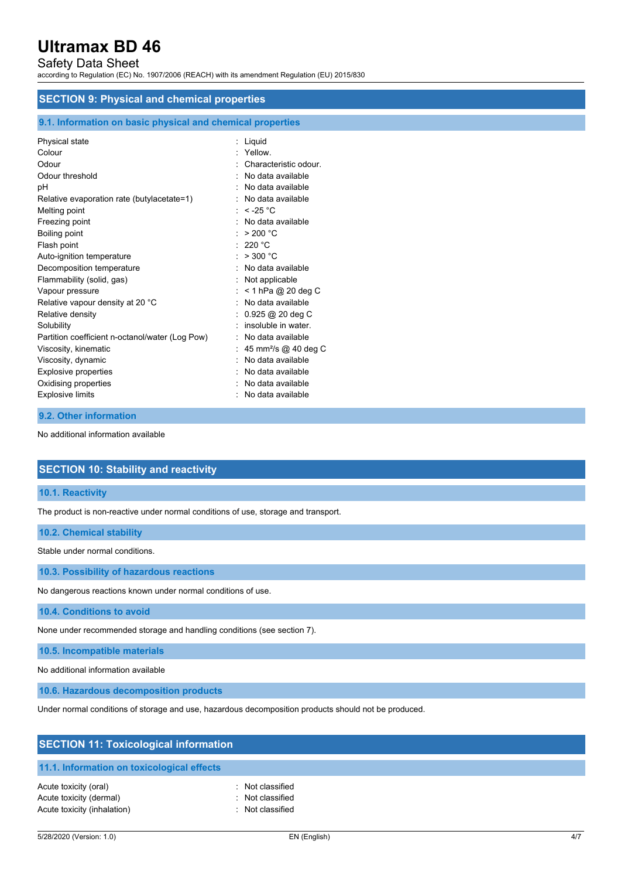## SECTION 9: Physical and chemical properties

### 9.1. Information on basic physical and chemical properties

| Property | Value |
|---|---|
| Physical state | Liquid |
| Colour | Yellow. |
| Odour | Characteristic odour. |
| Odour threshold | No data available |
| pH | No data available |
| Relative evaporation rate (butylacetate=1) | No data available |
| Melting point | < -25 °C |
| Freezing point | No data available |
| Boiling point | > 200 °C |
| Flash point | 220 °C |
| Auto-ignition temperature | > 300 °C |
| Decomposition temperature | No data available |
| Flammability (solid, gas) | Not applicable |
| Vapour pressure | < 1 hPa @ 20 deg C |
| Relative vapour density at 20 °C | No data available |
| Relative density | 0.925 @ 20 deg C |
| Solubility | insoluble in water. |
| Partition coefficient n-octanol/water (Log Pow) | No data available |
| Viscosity, kinematic | 45 $mm^2/s$ @ 40 deg C |
| Viscosity, dynamic | No data available |
| Explosive properties | No data available |
| Oxidising properties | No data available |
| Explosive limits | No data available |

### 9.2. Other information

No additional information available

## SECTION 10: Stability and reactivity

### 10.1. Reactivity

The product is non-reactive under normal conditions of use, storage and transport.

### 10.2. Chemical stability

Stable under normal conditions.

### 10.3. Possibility of hazardous reactions

No dangerous reactions known under normal conditions of use.

### 10.4. Conditions to avoid

None under recommended storage and handling conditions (see section 7).

### 10.5. Incompatible materials

No additional information available

### 10.6. Hazardous decomposition products

Under normal conditions of storage and use, hazardous decomposition products should not be produced.

## SECTION 11: Toxicological information

### 11.1. Information on toxicological effects

| Effect | Classification |
|---|---|
| Acute toxicity (oral) | Not classified |
| Acute toxicity (dermal) | Not classified |
| Acute toxicity (inhalation) | Not classified |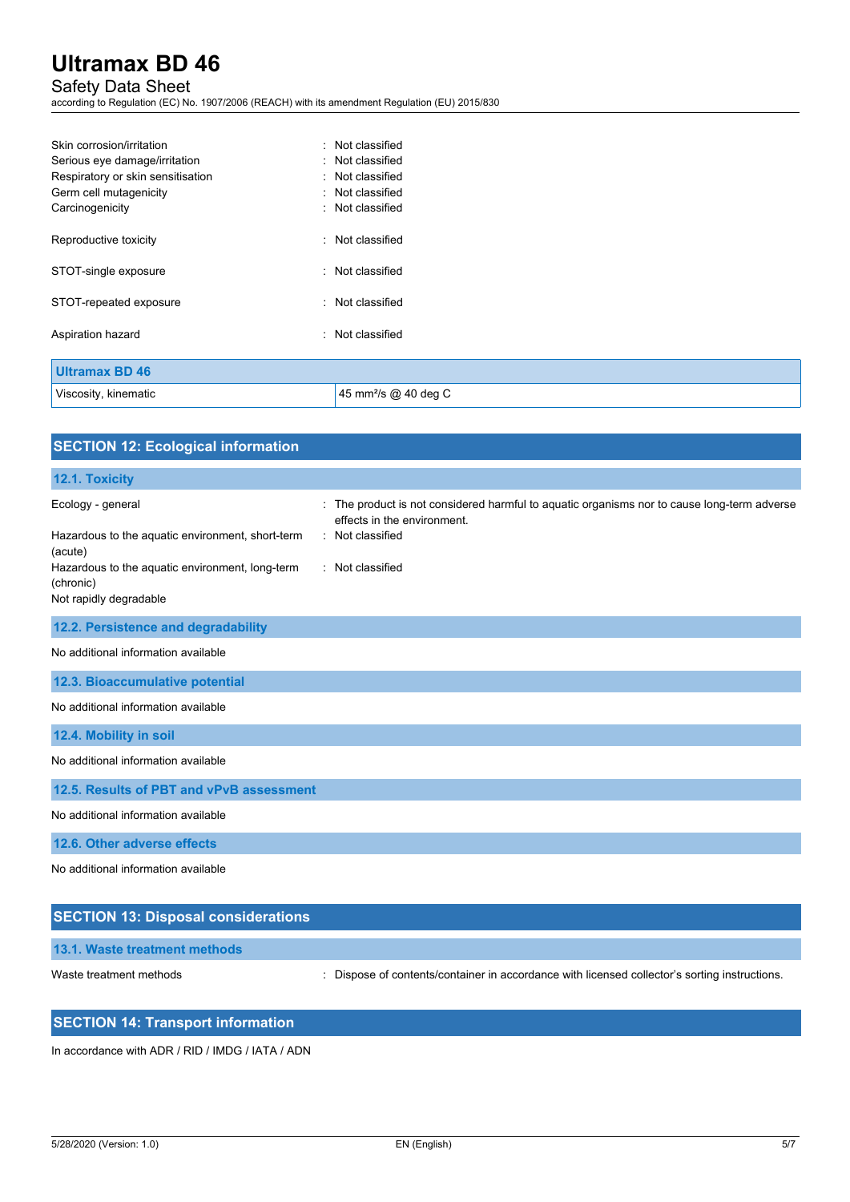| | |
|---|---|
| Skin corrosion/irritation | : Not classified |
| Serious eye damage/irritation | : Not classified |
| Respiratory or skin sensitisation | : Not classified |
| Germ cell mutagenicity | : Not classified |
| Carcinogenicity | : Not classified |
| Reproductive toxicity | : Not classified |
| STOT-single exposure | : Not classified |
| STOT-repeated exposure | : Not classified |
| Aspiration hazard | : Not classified |

| **Ultramax BD 46** | |
|---|---|
| Viscosity, kinematic | 45 mm²/s @ 40 deg C |

## SECTION 12: Ecological information

### 12.1. Toxicity

| | |
|---|---|
| Ecology - general | : The product is not considered harmful to aquatic organisms nor to cause long-term adverse effects in the environment. |
| Hazardous to the aquatic environment, short-term (acute) | : Not classified |
| Hazardous to the aquatic environment, long-term (chronic) | : Not classified |

Not rapidly degradable

### 12.2. Persistence and degradability

No additional information available

### 12.3. Bioaccumulative potential

No additional information available

### 12.4. Mobility in soil

No additional information available

### 12.5. Results of PBT and vPvB assessment

No additional information available

### 12.6. Other adverse effects

No additional information available

## SECTION 13: Disposal considerations

### 13.1. Waste treatment methods

| | |
|---|---|
| Waste treatment methods | : Dispose of contents/container in accordance with licensed collector's sorting instructions. |

## SECTION 14: Transport information

In accordance with ADR / RID / IMDG / IATA / ADN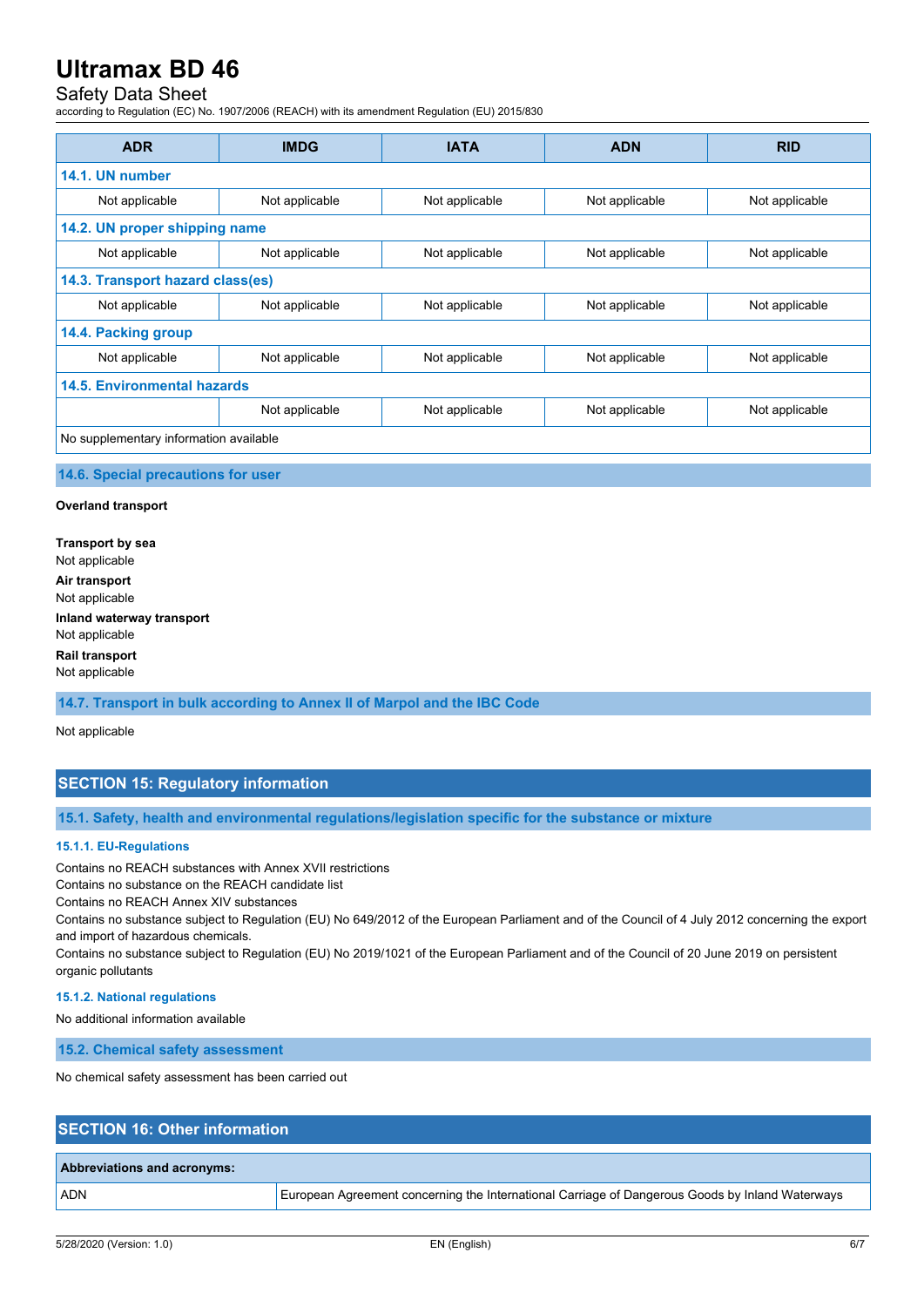| ADR | IMDG | IATA | ADN | RID |
|---|---|---|---|---|
| **14.1. UN number** | | | | |
| Not applicable | Not applicable | Not applicable | Not applicable | Not applicable |
| **14.2. UN proper shipping name** | | | | |
| Not applicable | Not applicable | Not applicable | Not applicable | Not applicable |
| **14.3. Transport hazard class(es)** | | | | |
| Not applicable | Not applicable | Not applicable | Not applicable | Not applicable |
| **14.4. Packing group** | | | | |
| Not applicable | Not applicable | Not applicable | Not applicable | Not applicable |
| **14.5. Environmental hazards** | | | | |
| | Not applicable | Not applicable | Not applicable | Not applicable |
| No supplementary information available | | | | |

### 14.6. Special precautions for user

**Overland transport**

**Transport by sea**
Not applicable

**Air transport**
Not applicable

**Inland waterway transport**
Not applicable

**Rail transport**
Not applicable

### 14.7. Transport in bulk according to Annex II of Marpol and the IBC Code

Not applicable

## SECTION 15: Regulatory information

### 15.1. Safety, health and environmental regulations/legislation specific for the substance or mixture

#### 15.1.1. EU-Regulations

Contains no REACH substances with Annex XVII restrictions
Contains no substance on the REACH candidate list
Contains no REACH Annex XIV substances
Contains no substance subject to Regulation (EU) No 649/2012 of the European Parliament and of the Council of 4 July 2012 concerning the export and import of hazardous chemicals.
Contains no substance subject to Regulation (EU) No 2019/1021 of the European Parliament and of the Council of 20 June 2019 on persistent organic pollutants

#### 15.1.2. National regulations

No additional information available

### 15.2. Chemical safety assessment

No chemical safety assessment has been carried out

## SECTION 16: Other information

| Abbreviations and acronyms: | |
|---|---|
| ADN | European Agreement concerning the International Carriage of Dangerous Goods by Inland Waterways |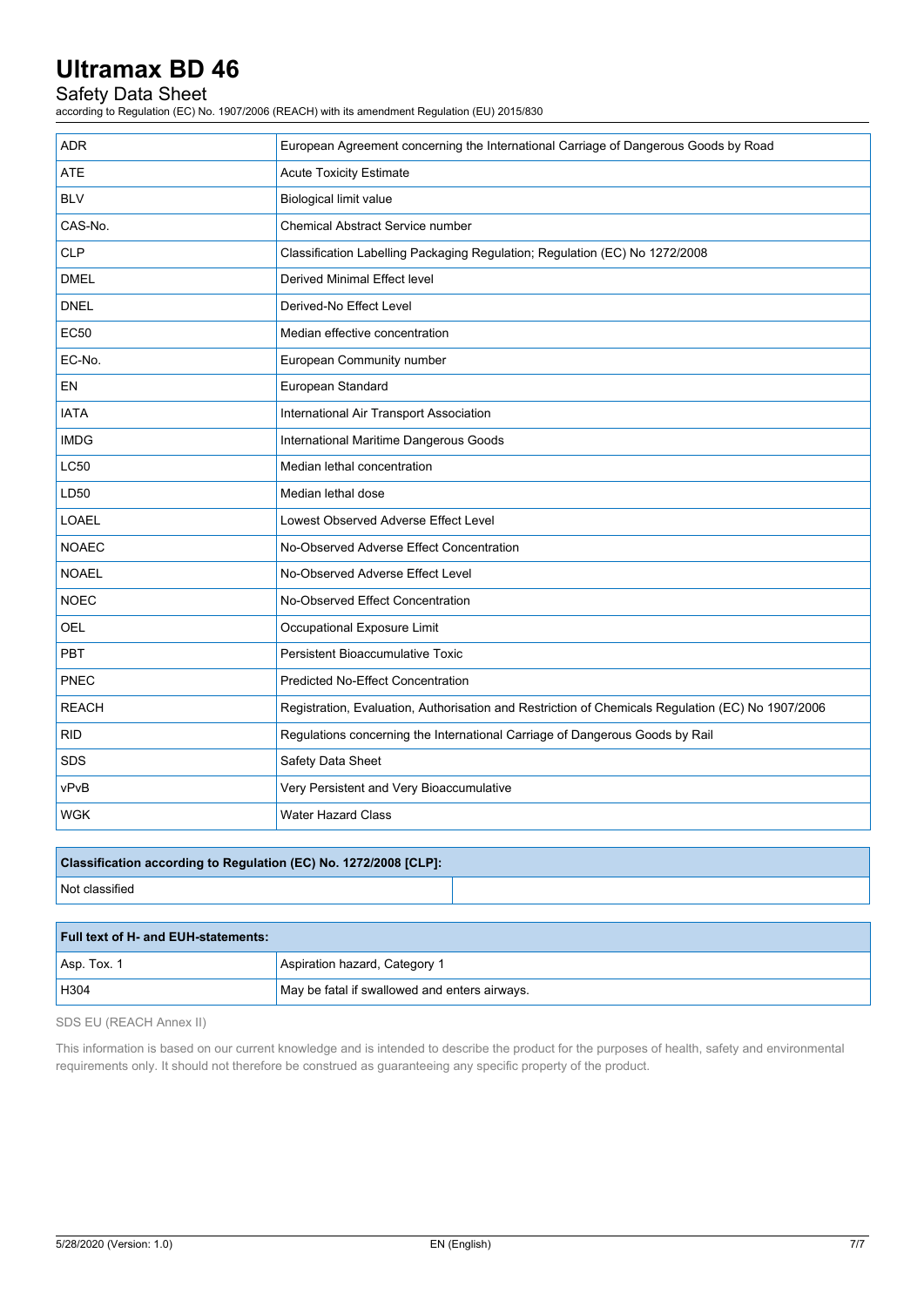| | |
|---|---|
| ADR | European Agreement concerning the International Carriage of Dangerous Goods by Road |
| ATE | Acute Toxicity Estimate |
| BLV | Biological limit value |
| CAS-No. | Chemical Abstract Service number |
| CLP | Classification Labelling Packaging Regulation; Regulation (EC) No 1272/2008 |
| DMEL | Derived Minimal Effect level |
| DNEL | Derived-No Effect Level |
| EC50 | Median effective concentration |
| EC-No. | European Community number |
| EN | European Standard |
| IATA | International Air Transport Association |
| IMDG | International Maritime Dangerous Goods |
| LC50 | Median lethal concentration |
| LD50 | Median lethal dose |
| LOAEL | Lowest Observed Adverse Effect Level |
| NOAEC | No-Observed Adverse Effect Concentration |
| NOAEL | No-Observed Adverse Effect Level |
| NOEC | No-Observed Effect Concentration |
| OEL | Occupational Exposure Limit |
| PBT | Persistent Bioaccumulative Toxic |
| PNEC | Predicted No-Effect Concentration |
| REACH | Registration, Evaluation, Authorisation and Restriction of Chemicals Regulation (EC) No 1907/2006 |
| RID | Regulations concerning the International Carriage of Dangerous Goods by Rail |
| SDS | Safety Data Sheet |
| vPvB | Very Persistent and Very Bioaccumulative |
| WGK | Water Hazard Class |

| Classification according to Regulation (EC) No. 1272/2008 [CLP]: | |
|---|---|
| Not classified | |

| Full text of H- and EUH-statements: | |
|---|---|
| Asp. Tox. 1 | Aspiration hazard, Category 1 |
| H304 | May be fatal if swallowed and enters airways. |

SDS EU (REACH Annex II)

This information is based on our current knowledge and is intended to describe the product for the purposes of health, safety and environmental requirements only. It should not therefore be construed as guaranteeing any specific property of the product.